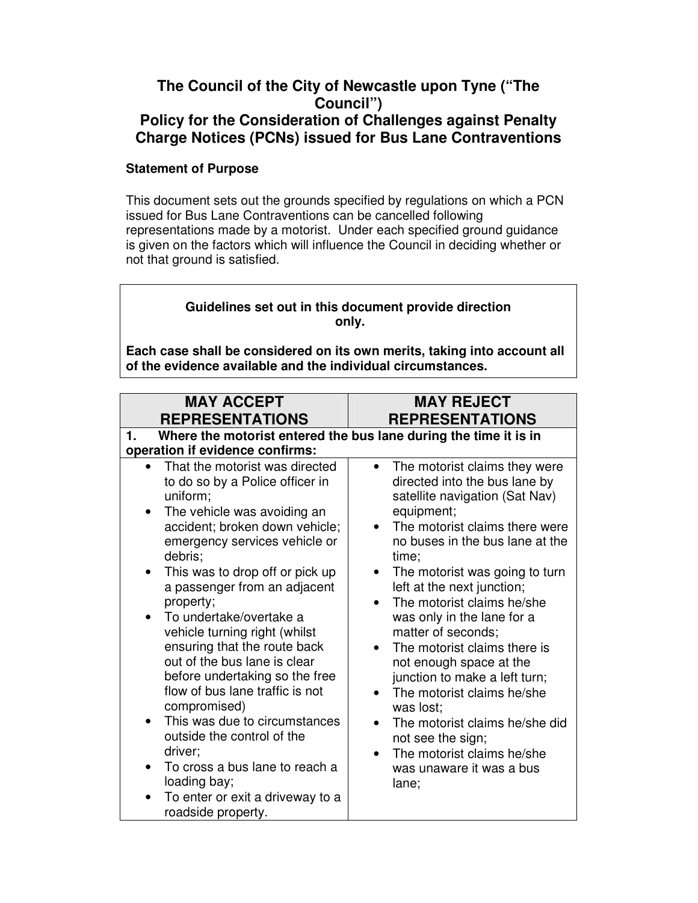# The Council of the City of Newcastle upon Tyne ("The Council")
# Policy for the Consideration of Challenges against Penalty Charge Notices (PCNs) issued for Bus Lane Contraventions

**Statement of Purpose**

This document sets out the grounds specified by regulations on which a PCN issued for Bus Lane Contraventions can be cancelled following representations made by a motorist. Under each specified ground guidance is given on the factors which will influence the Council in deciding whether or not that ground is satisfied.

> **Guidelines set out in this document provide direction only.**
>
> **Each case shall be considered on its own merits, taking into account all of the evidence available and the individual circumstances.**

| MAY ACCEPT REPRESENTATIONS | MAY REJECT REPRESENTATIONS |
|---|---|
| **1. Where the motorist entered the bus lane during the time it is in operation if evidence confirms:** | |
| • That the motorist was directed to do so by a Police officer in uniform;<br>• The vehicle was avoiding an accident; broken down vehicle; emergency services vehicle or debris;<br>• This was to drop off or pick up a passenger from an adjacent property;<br>• To undertake/overtake a vehicle turning right (whilst ensuring that the route back out of the bus lane is clear before undertaking so the free flow of bus lane traffic is not compromised)<br>• This was due to circumstances outside the control of the driver;<br>• To cross a bus lane to reach a loading bay;<br>• To enter or exit a driveway to a roadside property. | • The motorist claims they were directed into the bus lane by satellite navigation (Sat Nav) equipment;<br>• The motorist claims there were no buses in the bus lane at the time;<br>• The motorist was going to turn left at the next junction;<br>• The motorist claims he/she was only in the lane for a matter of seconds;<br>• The motorist claims there is not enough space at the junction to make a left turn;<br>• The motorist claims he/she was lost;<br>• The motorist claims he/she did not see the sign;<br>• The motorist claims he/she was unaware it was a bus lane; |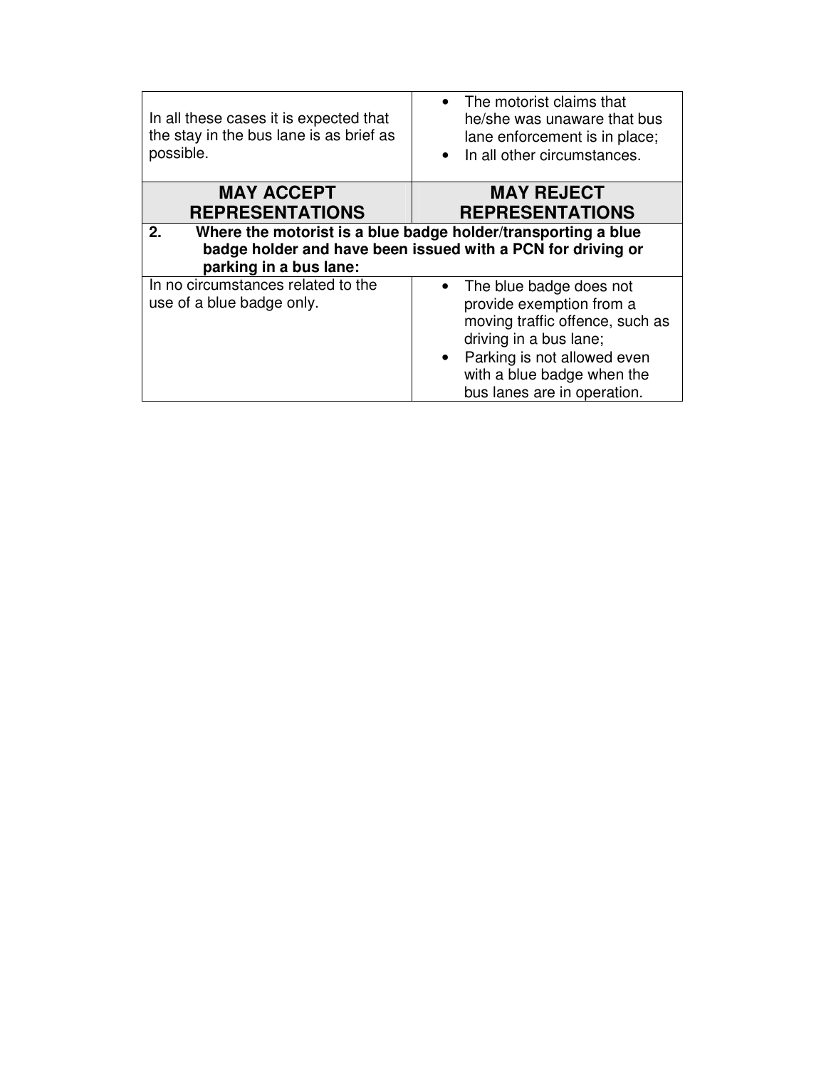| | |
|---|---|
| In all these cases it is expected that the stay in the bus lane is as brief as possible. | • The motorist claims that he/she was unaware that bus lane enforcement is in place;<br>• In all other circumstances. |
| **MAY ACCEPT REPRESENTATIONS** | **MAY REJECT REPRESENTATIONS** |
| **2. Where the motorist is a blue badge holder/transporting a blue badge holder and have been issued with a PCN for driving or parking in a bus lane:** | |
| In no circumstances related to the use of a blue badge only. | • The blue badge does not provide exemption from a moving traffic offence, such as driving in a bus lane;<br>• Parking is not allowed even with a blue badge when the bus lanes are in operation. |